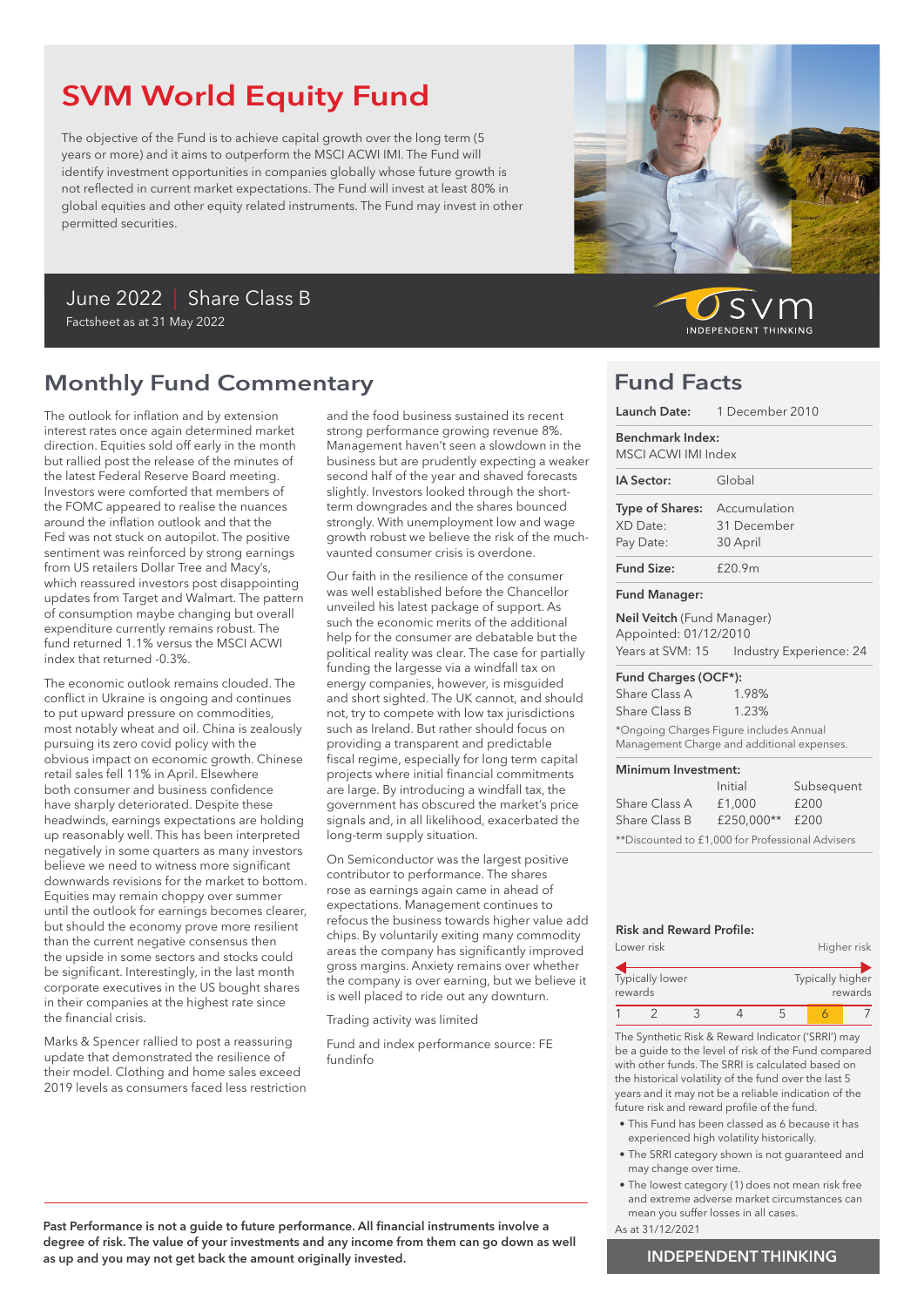# SVM World Equity Fund

The objective of the Fund is to achieve capital growth over the long term (5 years or more) and it aims to outperform the MSCI ACWI IMI. The Fund will identify investment opportunities in companies globally whose future growth is not reflected in current market expectations. The Fund will invest at least 80% in global equities and other equity related instruments. The Fund may invest in other permitted securities.

June 2022 | Share Class B

Factsheet as at 31 May 2022

SVM INDEPENDENT THINKING

## Monthly Fund Commentary

The outlook for inflation and by extension interest rates once again determined market direction. Equities sold off early in the month but rallied post the release of the minutes of the latest Federal Reserve Board meeting. Investors were comforted that members of the FOMC appeared to realise the nuances around the inflation outlook and that the Fed was not stuck on autopilot. The positive sentiment was reinforced by strong earnings from US retailers Dollar Tree and Macy's, which reassured investors post disappointing updates from Target and Walmart. The pattern of consumption maybe changing but overall expenditure currently remains robust. The fund returned 1.1% versus the MSCI ACWI index that returned -0.3%.

The economic outlook remains clouded. The conflict in Ukraine is ongoing and continues to put upward pressure on commodities, most notably wheat and oil. China is zealously pursuing its zero covid policy with the obvious impact on economic growth. Chinese retail sales fell 11% in April. Elsewhere both consumer and business confidence have sharply deteriorated. Despite these headwinds, earnings expectations are holding up reasonably well. This has been interpreted negatively in some quarters as many investors believe we need to witness more significant downwards revisions for the market to bottom. Equities may remain choppy over summer until the outlook for earnings becomes clearer, but should the economy prove more resilient than the current negative consensus then the upside in some sectors and stocks could be significant. Interestingly, in the last month corporate executives in the US bought shares in their companies at the highest rate since the financial crisis.

Marks & Spencer rallied to post a reassuring update that demonstrated the resilience of their model. Clothing and home sales exceed 2019 levels as consumers faced less restriction and the food business sustained its recent strong performance growing revenue 8%. Management haven't seen a slowdown in the business but are prudently expecting a weaker second half of the year and shaved forecasts slightly. Investors looked through the short-term downgrades and the shares bounced strongly. With unemployment low and wage growth robust we believe the risk of the much-vaunted consumer crisis is overdone.

Our faith in the resilience of the consumer was well established before the Chancellor unveiled his latest package of support. As such the economic merits of the additional help for the consumer are debatable but the political reality was clear. The case for partially funding the largesse via a windfall tax on energy companies, however, is misguided and short sighted. The UK cannot, and should not, try to compete with low tax jurisdictions such as Ireland. But rather should focus on providing a transparent and predictable fiscal regime, especially for long term capital projects where initial financial commitments are large. By introducing a windfall tax, the government has obscured the market's price signals and, in all likelihood, exacerbated the long-term supply situation.

On Semiconductor was the largest positive contributor to performance. The shares rose as earnings again came in ahead of expectations. Management continues to refocus the business towards higher value add chips. By voluntarily exiting many commodity areas the company has significantly improved gross margins. Anxiety remains over whether the company is over earning, but we believe it is well placed to ride out any downturn.

Trading activity was limited

Fund and index performance source: FE fundinfo

**Past Performance is not a guide to future performance. All financial instruments involve a degree of risk. The value of your investments and any income from them can go down as well as up and you may not get back the amount originally invested.**

## Fund Facts

**Launch Date:** 1 December 2010

**Benchmark Index:** MSCI ACWI IMI Index

**IA Sector:** Global

**Type of Shares:** Accumulation
XD Date: 31 December
Pay Date: 30 April

**Fund Size:** £20.9m

**Fund Manager:**

**Neil Veitch** (Fund Manager)
Appointed: 01/12/2010
Years at SVM: 15 Industry Experience: 24

**Fund Charges (OCF*):**

| | |
|---|---|
| Share Class A | 1.98% |
| Share Class B | 1.23% |

*Ongoing Charges Figure includes Annual Management Charge and additional expenses.

**Minimum Investment:**

| | Initial | Subsequent |
|---|---|---|
| Share Class A | £1,000 | £200 |
| Share Class B | £250,000** | £200 |

**Discounted to £1,000 for Professional Advisers

**Risk and Reward Profile:**

Lower risk — Higher risk

Typically lower rewards — Typically higher rewards

| 1 | 2 | 3 | 4 | 5 | **6** | 7 |
|---|---|---|---|---|---|---|

The Synthetic Risk & Reward Indicator ('SRRI') may be a guide to the level of risk of the Fund compared with other funds. The SRRI is calculated based on the historical volatility of the fund over the last 5 years and it may not be a reliable indication of the future risk and reward profile of the fund.

- This Fund has been classed as 6 because it has experienced high volatility historically.
- The SRRI category shown is not guaranteed and may change over time.
- The lowest category (1) does not mean risk free and extreme adverse market circumstances can mean you suffer losses in all cases.

As at 31/12/2021

INDEPENDENT THINKING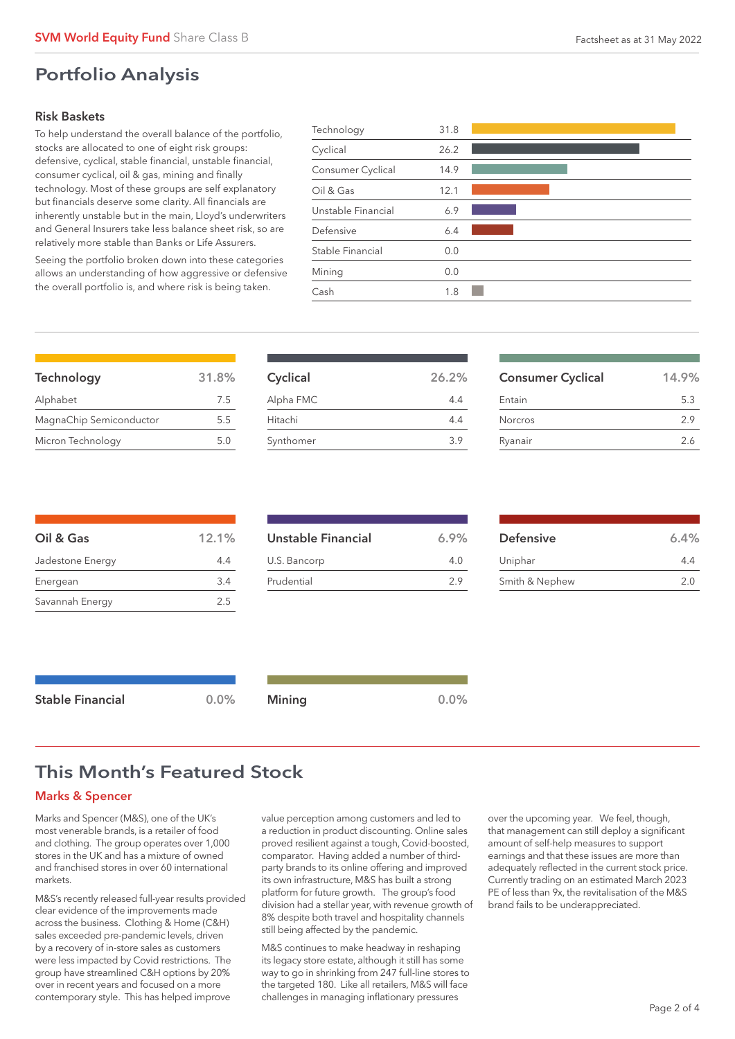## Portfolio Analysis

### Risk Baskets

To help understand the overall balance of the portfolio, stocks are allocated to one of eight risk groups: defensive, cyclical, stable financial, unstable financial, consumer cyclical, oil & gas, mining and finally technology. Most of these groups are self explanatory but financials deserve some clarity. All financials are inherently unstable but in the main, Lloyd's underwriters and General Insurers take less balance sheet risk, so are relatively more stable than Banks or Life Assurers.

Seeing the portfolio broken down into these categories allows an understanding of how aggressive or defensive the overall portfolio is, and where risk is being taken.

| Risk Basket | % |
|---|---|
| Technology | 31.8 |
| Cyclical | 26.2 |
| Consumer Cyclical | 14.9 |
| Oil & Gas | 12.1 |
| Unstable Financial | 6.9 |
| Defensive | 6.4 |
| Stable Financial | 0.0 |
| Mining | 0.0 |
| Cash | 1.8 |

| Technology | 31.8% |
|---|---|
| Alphabet | 7.5 |
| MagnaChip Semiconductor | 5.5 |
| Micron Technology | 5.0 |

| Cyclical | 26.2% |
|---|---|
| Alpha FMC | 4.4 |
| Hitachi | 4.4 |
| Synthomer | 3.9 |

| Consumer Cyclical | 14.9% |
|---|---|
| Entain | 5.3 |
| Norcros | 2.9 |
| Ryanair | 2.6 |

| Oil & Gas | 12.1% |
|---|---|
| Jadestone Energy | 4.4 |
| Energean | 3.4 |
| Savannah Energy | 2.5 |

| Unstable Financial | 6.9% |
|---|---|
| U.S. Bancorp | 4.0 |
| Prudential | 2.9 |

| Defensive | 6.4% |
|---|---|
| Uniphar | 4.4 |
| Smith & Nephew | 2.0 |

| Stable Financial | 0.0% |
|---|---|

| Mining | 0.0% |
|---|---|

## This Month's Featured Stock

### Marks & Spencer

Marks and Spencer (M&S), one of the UK's most venerable brands, is a retailer of food and clothing. The group operates over 1,000 stores in the UK and has a mixture of owned and franchised stores in over 60 international markets.

M&S's recently released full-year results provided clear evidence of the improvements made across the business. Clothing & Home (C&H) sales exceeded pre-pandemic levels, driven by a recovery of in-store sales as customers were less impacted by Covid restrictions. The group have streamlined C&H options by 20% over in recent years and focused on a more contemporary style. This has helped improve value perception among customers and led to a reduction in product discounting. Online sales proved resilient against a tough, Covid-boosted, comparator. Having added a number of third-party brands to its online offering and improved its own infrastructure, M&S has built a strong platform for future growth. The group's food division had a stellar year, with revenue growth of 8% despite both travel and hospitality channels still being affected by the pandemic.

M&S continues to make headway in reshaping its legacy store estate, although it still has some way to go in shrinking from 247 full-line stores to the targeted 180. Like all retailers, M&S will face challenges in managing inflationary pressures over the upcoming year. We feel, though, that management can still deploy a significant amount of self-help measures to support earnings and that these issues are more than adequately reflected in the current stock price. Currently trading on an estimated March 2023 PE of less than 9x, the revitalisation of the M&S brand fails to be underappreciated.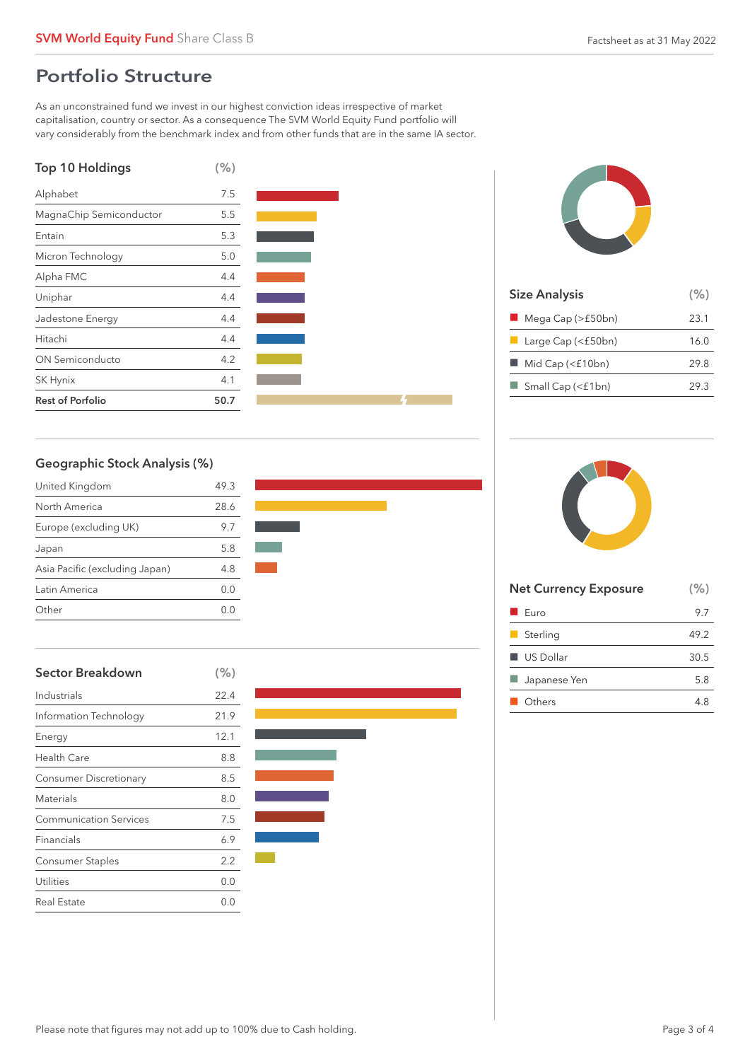## Portfolio Structure

As an unconstrained fund we invest in our highest conviction ideas irrespective of market capitalisation, country or sector. As a consequence The SVM World Equity Fund portfolio will vary considerably from the benchmark index and from other funds that are in the same IA sector.

### Top 10 Holdings

| Top 10 Holdings | (%) |
|---|---|
| Alphabet | 7.5 |
| MagnaChip Semiconductor | 5.5 |
| Entain | 5.3 |
| Micron Technology | 5.0 |
| Alpha FMC | 4.4 |
| Uniphar | 4.4 |
| Jadestone Energy | 4.4 |
| Hitachi | 4.4 |
| ON Semiconducto | 4.2 |
| SK Hynix | 4.1 |
| **Rest of Porfolio** | **50.7** |

### Size Analysis

| Size Analysis | (%) |
|---|---|
| Mega Cap (>£50bn) | 23.1 |
| Large Cap (<£50bn) | 16.0 |
| Mid Cap (<£10bn) | 29.8 |
| Small Cap (<£1bn) | 29.3 |

### Geographic Stock Analysis (%)

| Geographic Stock Analysis (%) | |
|---|---|
| United Kingdom | 49.3 |
| North America | 28.6 |
| Europe (excluding UK) | 9.7 |
| Japan | 5.8 |
| Asia Pacific (excluding Japan) | 4.8 |
| Latin America | 0.0 |
| Other | 0.0 |

### Net Currency Exposure

| Net Currency Exposure | (%) |
|---|---|
| Euro | 9.7 |
| Sterling | 49.2 |
| US Dollar | 30.5 |
| Japanese Yen | 5.8 |
| Others | 4.8 |

### Sector Breakdown

| Sector Breakdown | (%) |
|---|---|
| Industrials | 22.4 |
| Information Technology | 21.9 |
| Energy | 12.1 |
| Health Care | 8.8 |
| Consumer Discretionary | 8.5 |
| Materials | 8.0 |
| Communication Services | 7.5 |
| Financials | 6.9 |
| Consumer Staples | 2.2 |
| Utilities | 0.0 |
| Real Estate | 0.0 |

Please note that figures may not add up to 100% due to Cash holding.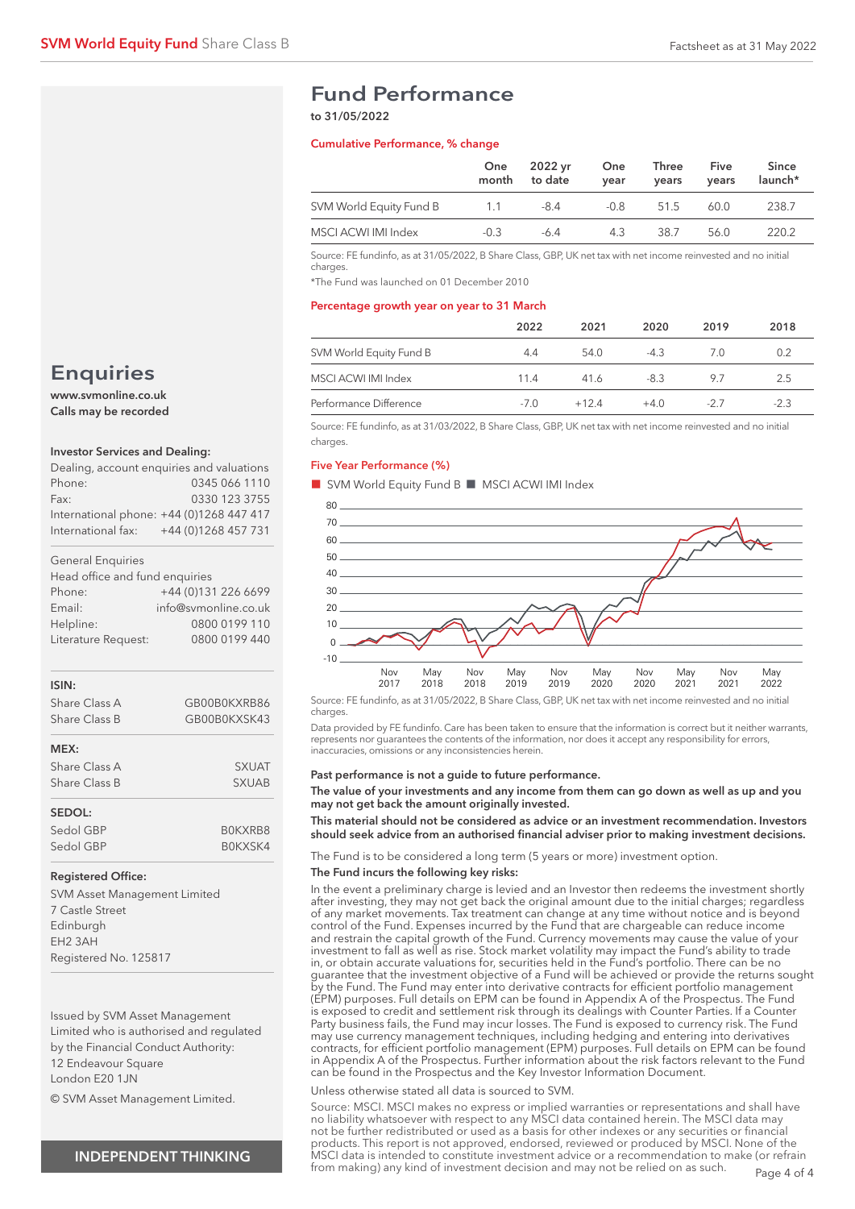# Fund Performance

to 31/05/2022

### Cumulative Performance, % change

| | One month | 2022 yr to date | One year | Three years | Five years | Since launch* |
|---|---|---|---|---|---|---|
| SVM World Equity Fund B | 1.1 | -8.4 | -0.8 | 51.5 | 60.0 | 238.7 |
| MSCI ACWI IMI Index | -0.3 | -6.4 | 4.3 | 38.7 | 56.0 | 220.2 |

Source: FE fundinfo, as at 31/05/2022, B Share Class, GBP, UK net tax with net income reinvested and no initial charges.

*The Fund was launched on 01 December 2010

### Percentage growth year on year to 31 March

| | 2022 | 2021 | 2020 | 2019 | 2018 |
|---|---|---|---|---|---|
| SVM World Equity Fund B | 4.4 | 54.0 | -4.3 | 7.0 | 0.2 |
| MSCI ACWI IMI Index | 11.4 | 41.6 | -8.3 | 9.7 | 2.5 |
| Performance Difference | -7.0 | +12.4 | +4.0 | -2.7 | -2.3 |

Source: FE fundinfo, as at 31/03/2022, B Share Class, GBP, UK net tax with net income reinvested and no initial charges.

### Five Year Performance (%)

SVM World Equity Fund B
MSCI ACWI IMI Index

80
70
60
50
40
30
20
10
0
-10

Nov 2017, May 2018, Nov 2018, May 2019, Nov 2019, May 2020, Nov 2020, May 2021, Nov 2021, May 2022

Source: FE fundinfo, as at 31/05/2022, B Share Class, GBP, UK net tax with net income reinvested and no initial charges.

Data provided by FE fundinfo. Care has been taken to ensure that the information is correct but it neither warrants, represents nor guarantees the contents of the information, nor does it accept any responsibility for errors, inaccuracies, omissions or any inconsistencies herein.

**Past performance is not a guide to future performance.**

**The value of your investments and any income from them can go down as well as up and you may not get back the amount originally invested.**

**This material should not be considered as advice or an investment recommendation. Investors should seek advice from an authorised financial adviser prior to making investment decisions.**

The Fund is to be considered a long term (5 years or more) investment option.

**The Fund incurs the following key risks:**

In the event a preliminary charge is levied and an Investor then redeems the investment shortly after investing, they may not get back the original amount due to the initial charges; regardless of any market movements. Tax treatment can change at any time without notice and is beyond control of the Fund. Expenses incurred by the Fund that are chargeable can reduce income and restrain the capital growth of the Fund. Currency movements may cause the value of your investment to fall as well as rise. Stock market volatility may impact the Fund's ability to trade in, or obtain accurate valuations for, securities held in the Fund's portfolio. There can be no guarantee that the investment objective of a Fund will be achieved or provide the returns sought by the Fund. The Fund may enter into derivative contracts for efficient portfolio management (EPM) purposes. Full details on EPM can be found in Appendix A of the Prospectus. The Fund is exposed to credit and settlement risk through its dealings with Counter Parties. If a Counter Party business fails, the Fund may incur losses. The Fund is exposed to currency risk. The Fund may use currency management techniques, including hedging and entering into derivatives contracts, for efficient portfolio management (EPM) purposes. Full details on EPM can be found in Appendix A of the Prospectus. Further information about the risk factors relevant to the Fund can be found in the Prospectus and the Key Investor Information Document.

Unless otherwise stated all data is sourced to SVM.

Source: MSCI. MSCI makes no express or implied warranties or representations and shall have no liability whatsoever with respect to any MSCI data contained herein. The MSCI data may not be further redistributed or used as a basis for other indexes or any securities or financial products. This report is not approved, endorsed, reviewed or produced by MSCI. None of the MSCI data is intended to constitute investment advice or a recommendation to make (or refrain from making) any kind of investment decision and may not be relied on as such.

## Enquiries

www.svmonline.co.uk
Calls may be recorded

**Investor Services and Dealing:**

Dealing, account enquiries and valuations

| | |
|---|---|
| Phone: | 0345 066 1110 |
| Fax: | 0330 123 3755 |
| International phone: | +44 (0)1268 447 417 |
| International fax: | +44 (0)1268 457 731 |

General Enquiries

Head office and fund enquiries

| | |
|---|---|
| Phone: | +44 (0)131 226 6699 |
| Email: | info@svmonline.co.uk |
| Helpline: | 0800 0199 110 |
| Literature Request: | 0800 0199 440 |

**ISIN:**

| | |
|---|---|
| Share Class A | GB00B0KXRB86 |
| Share Class B | GB00B0KXSK43 |

**MEX:**

| | |
|---|---|
| Share Class A | SXUAT |
| Share Class B | SXUAB |

**SEDOL:**

| | |
|---|---|
| Sedol GBP | B0KXRB8 |
| Sedol GBP | B0KXSK4 |

**Registered Office:**

SVM Asset Management Limited
7 Castle Street
Edinburgh
EH2 3AH
Registered No. 125817

Issued by SVM Asset Management Limited who is authorised and regulated by the Financial Conduct Authority:
12 Endeavour Square
London E20 1JN

© SVM Asset Management Limited.

**INDEPENDENT THINKING**